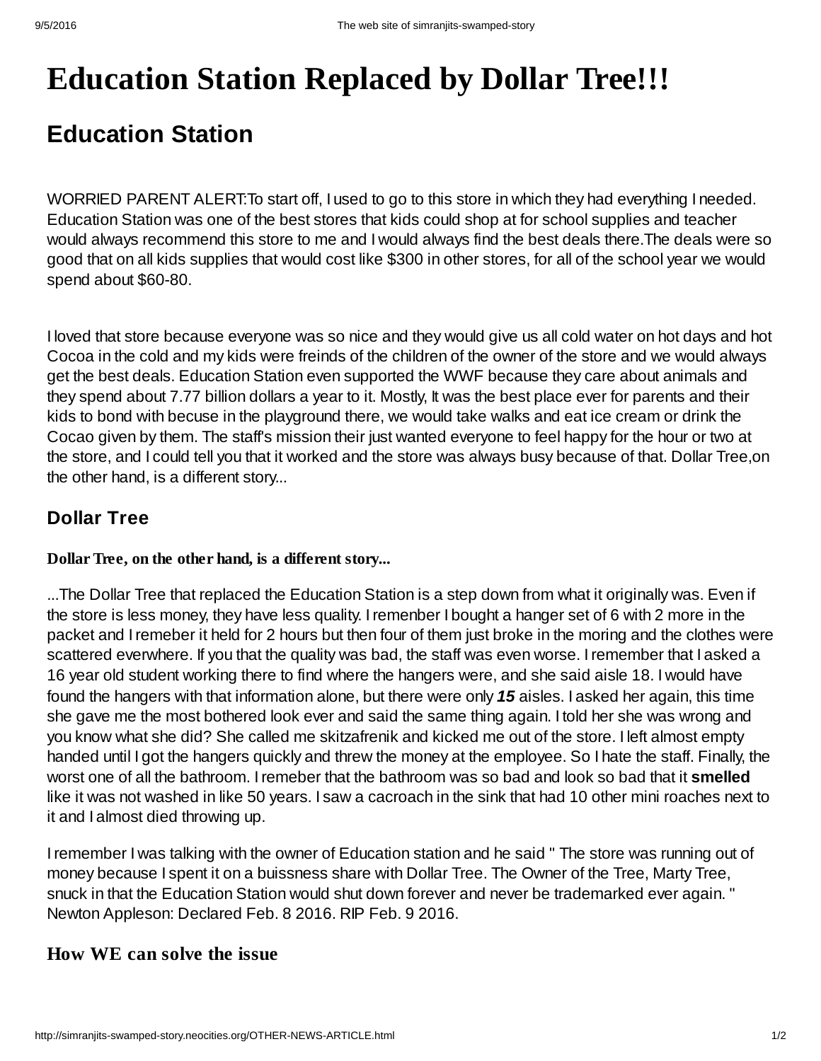# Education Station Replaced by Dollar Tree!!!

## Education Station

WORRIED PARENT ALERT:To start off, I used to go to this store in which they had everything I needed. Education Station was one of the best stores that kids could shop at for school supplies and teacher would always recommend this store to me and I would always find the best deals there.The deals were so good that on all kids supplies that would cost like $300 in other stores, for all of the school year we would spend about $60-80.

I loved that store because everyone was so nice and they would give us all cold water on hot days and hot Cocoa in the cold and my kids were freinds of the children of the owner of the store and we would always get the best deals. Education Station even supported the WWF because they care about animals and they spend about 7.77 billion dollars a year to it. Mostly, It was the best place ever for parents and their kids to bond with becuse in the playground there, we would take walks and eat ice cream or drink the Cocao given by them. The staff's mission their just wanted everyone to feel happy for the hour or two at the store, and I could tell you that it worked and the store was always busy because of that. Dollar Tree,on the other hand, is a different story...

### Dollar Tree

**Dollar Tree, on the other hand, is a different story...**

...The Dollar Tree that replaced the Education Station is a step down from what it originally was. Even if the store is less money, they have less quality. I remenber I bought a hanger set of 6 with 2 more in the packet and I remeber it held for 2 hours but then four of them just broke in the moring and the clothes were scattered everwhere. If you that the quality was bad, the staff was even worse. I remember that I asked a 16 year old student working there to find where the hangers were, and she said aisle 18. I would have found the hangers with that information alone, but there were only ***15*** aisles. I asked her again, this time she gave me the most bothered look ever and said the same thing again. I told her she was wrong and you know what she did? She called me skitzafrenik and kicked me out of the store. I left almost empty handed until I got the hangers quickly and threw the money at the employee. So I hate the staff. Finally, the worst one of all the bathroom. I remeber that the bathroom was so bad and look so bad that it **smelled** like it was not washed in like 50 years. I saw a cacroach in the sink that had 10 other mini roaches next to it and I almost died throwing up.

I remember I was talking with the owner of Education station and he said " The store was running out of money because I spent it on a buissness share with Dollar Tree. The Owner of the Tree, Marty Tree, snuck in that the Education Station would shut down forever and never be trademarked ever again. " Newton Appleson: Declared Feb. 8 2016. RIP Feb. 9 2016.

### How WE can solve the issue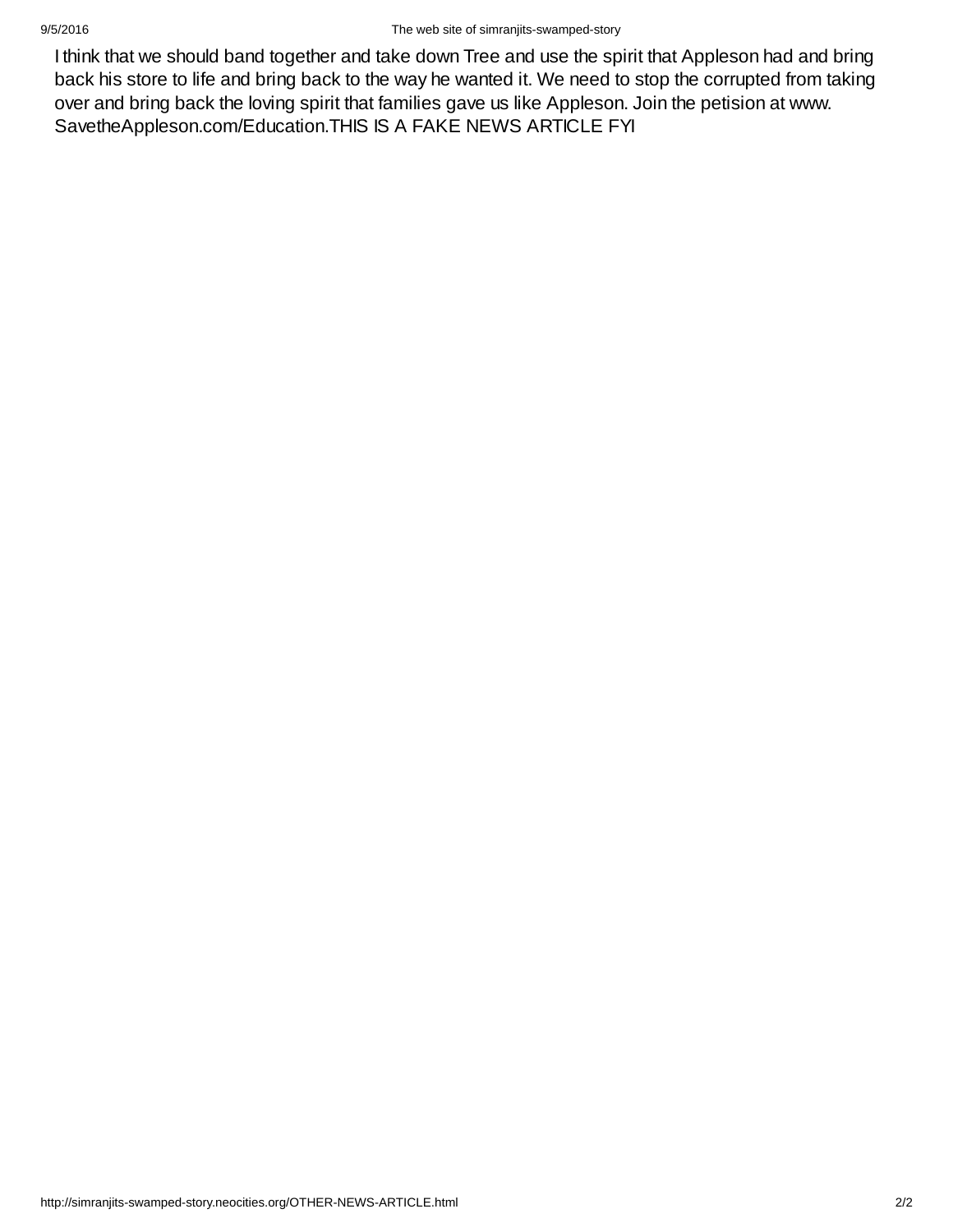I think that we should band together and take down Tree and use the spirit that Appleson had and bring back his store to life and bring back to the way he wanted it. We need to stop the corrupted from taking over and bring back the loving spirit that families gave us like Appleson. Join the petision at www. SavetheAppleson.com/Education.THIS IS A FAKE NEWS ARTICLE FYI